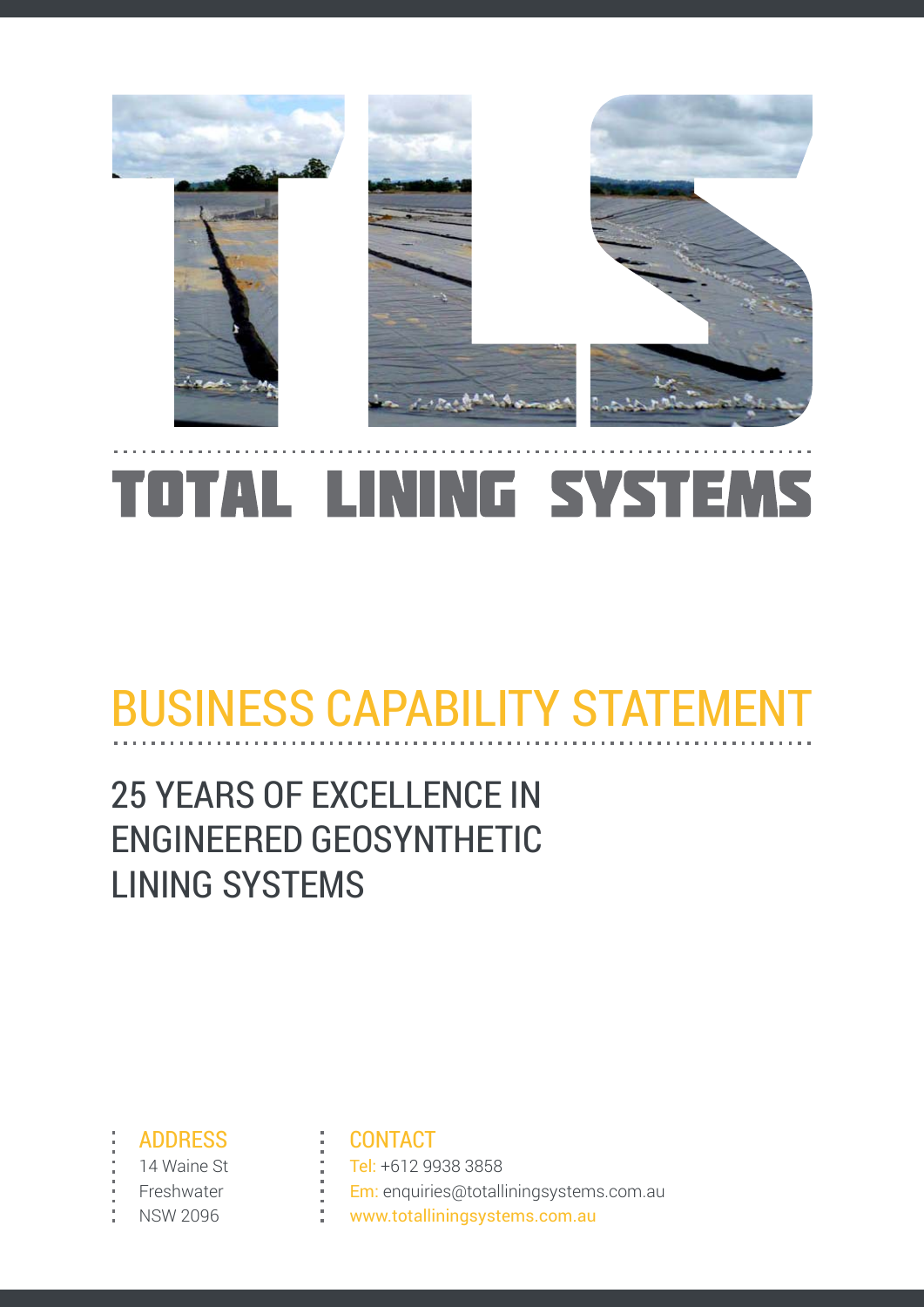# TLS

# TOTAL LINING SYSTEMS

## BUSINESS CAPABILITY STATEMENT

### 25 YEARS OF EXCELLENCE IN ENGINEERED GEOSYNTHETIC LINING SYSTEMS

**ADDRESS**
14 Waine St
Freshwater
NSW 2096

**CONTACT**
Tel: +612 9938 3858
Em: enquiries@totalliningsystems.com.au
www.totalliningsystems.com.au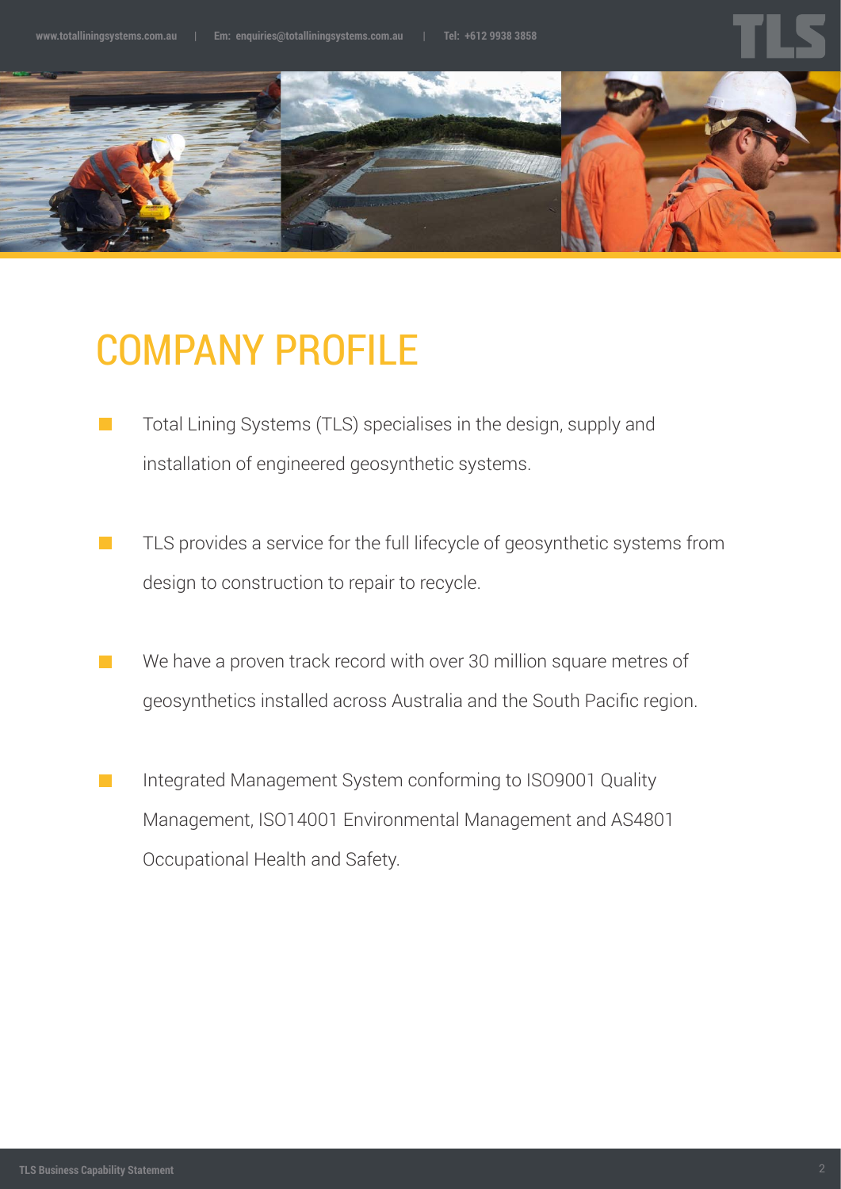# COMPANY PROFILE

- Total Lining Systems (TLS) specialises in the design, supply and installation of engineered geosynthetic systems.
- TLS provides a service for the full lifecycle of geosynthetic systems from design to construction to repair to recycle.
- We have a proven track record with over 30 million square metres of geosynthetics installed across Australia and the South Pacific region.
- Integrated Management System conforming to ISO9001 Quality Management, ISO14001 Environmental Management and AS4801 Occupational Health and Safety.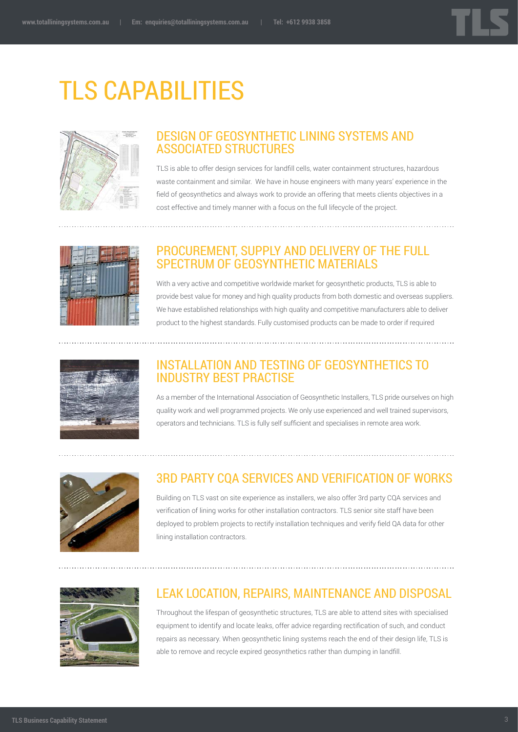# TLS CAPABILITIES

## DESIGN OF GEOSYNTHETIC LINING SYSTEMS AND ASSOCIATED STRUCTURES

TLS is able to offer design services for landfill cells, water containment structures, hazardous waste containment and similar. We have in house engineers with many years' experience in the field of geosynthetics and always work to provide an offering that meets clients objectives in a cost effective and timely manner with a focus on the full lifecycle of the project.

## PROCUREMENT, SUPPLY AND DELIVERY OF THE FULL SPECTRUM OF GEOSYNTHETIC MATERIALS

With a very active and competitive worldwide market for geosynthetic products, TLS is able to provide best value for money and high quality products from both domestic and overseas suppliers. We have established relationships with high quality and competitive manufacturers able to deliver product to the highest standards. Fully customised products can be made to order if required

## INSTALLATION AND TESTING OF GEOSYNTHETICS TO INDUSTRY BEST PRACTISE

As a member of the International Association of Geosynthetic Installers, TLS pride ourselves on high quality work and well programmed projects. We only use experienced and well trained supervisors, operators and technicians. TLS is fully self sufficient and specialises in remote area work.

## 3RD PARTY CQA SERVICES AND VERIFICATION OF WORKS

Building on TLS vast on site experience as installers, we also offer 3rd party CQA services and verification of lining works for other installation contractors. TLS senior site staff have been deployed to problem projects to rectify installation techniques and verify field QA data for other lining installation contractors.

## LEAK LOCATION, REPAIRS, MAINTENANCE AND DISPOSAL

Throughout the lifespan of geosynthetic structures, TLS are able to attend sites with specialised equipment to identify and locate leaks, offer advice regarding rectification of such, and conduct repairs as necessary. When geosynthetic lining systems reach the end of their design life, TLS is able to remove and recycle expired geosynthetics rather than dumping in landfill.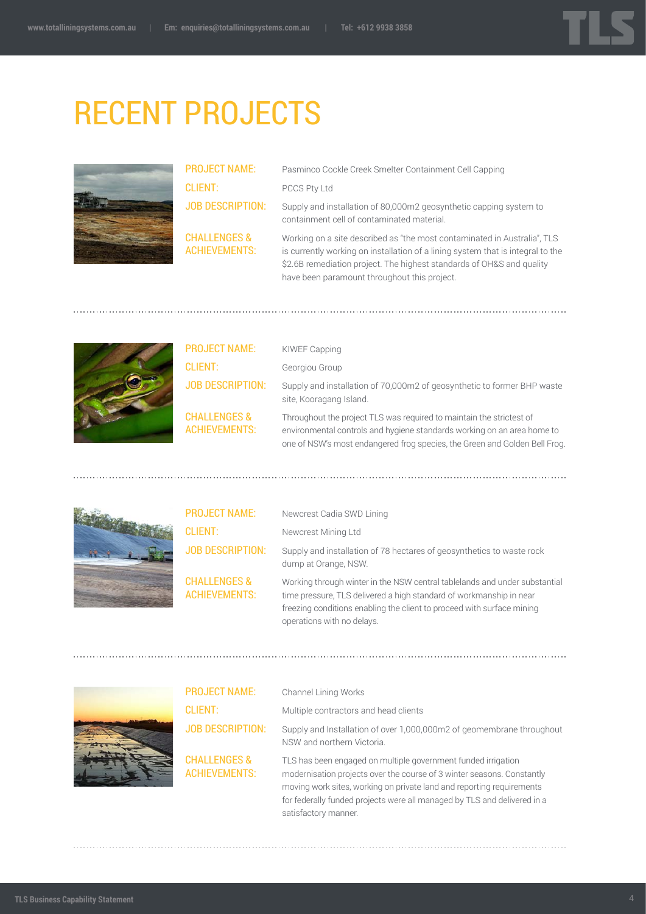# RECENT PROJECTS

**PROJECT NAME:** Pasminco Cockle Creek Smelter Containment Cell Capping

**CLIENT:** PCCS Pty Ltd

**JOB DESCRIPTION:** Supply and installation of 80,000m2 geosynthetic capping system to containment cell of contaminated material.

**CHALLENGES & ACHIEVEMENTS:** Working on a site described as "the most contaminated in Australia", TLS is currently working on installation of a lining system that is integral to the $2.6B remediation project. The highest standards of OH&S and quality have been paramount throughout this project.

---

**PROJECT NAME:** KIWEF Capping

**CLIENT:** Georgiou Group

**JOB DESCRIPTION:** Supply and installation of 70,000m2 of geosynthetic to former BHP waste site, Kooragang Island.

**CHALLENGES & ACHIEVEMENTS:** Throughout the project TLS was required to maintain the strictest of environmental controls and hygiene standards working on an area home to one of NSW's most endangered frog species, the Green and Golden Bell Frog.

---

**PROJECT NAME:** Newcrest Cadia SWD Lining

**CLIENT:** Newcrest Mining Ltd

**JOB DESCRIPTION:** Supply and installation of 78 hectares of geosynthetics to waste rock dump at Orange, NSW.

**CHALLENGES & ACHIEVEMENTS:** Working through winter in the NSW central tablelands and under substantial time pressure, TLS delivered a high standard of workmanship in near freezing conditions enabling the client to proceed with surface mining operations with no delays.

---

**PROJECT NAME:** Channel Lining Works

**CLIENT:** Multiple contractors and head clients

**JOB DESCRIPTION:** Supply and Installation of over 1,000,000m2 of geomembrane throughout NSW and northern Victoria.

**CHALLENGES & ACHIEVEMENTS:** TLS has been engaged on multiple government funded irrigation modernisation projects over the course of 3 winter seasons. Constantly moving work sites, working on private land and reporting requirements for federally funded projects were all managed by TLS and delivered in a satisfactory manner.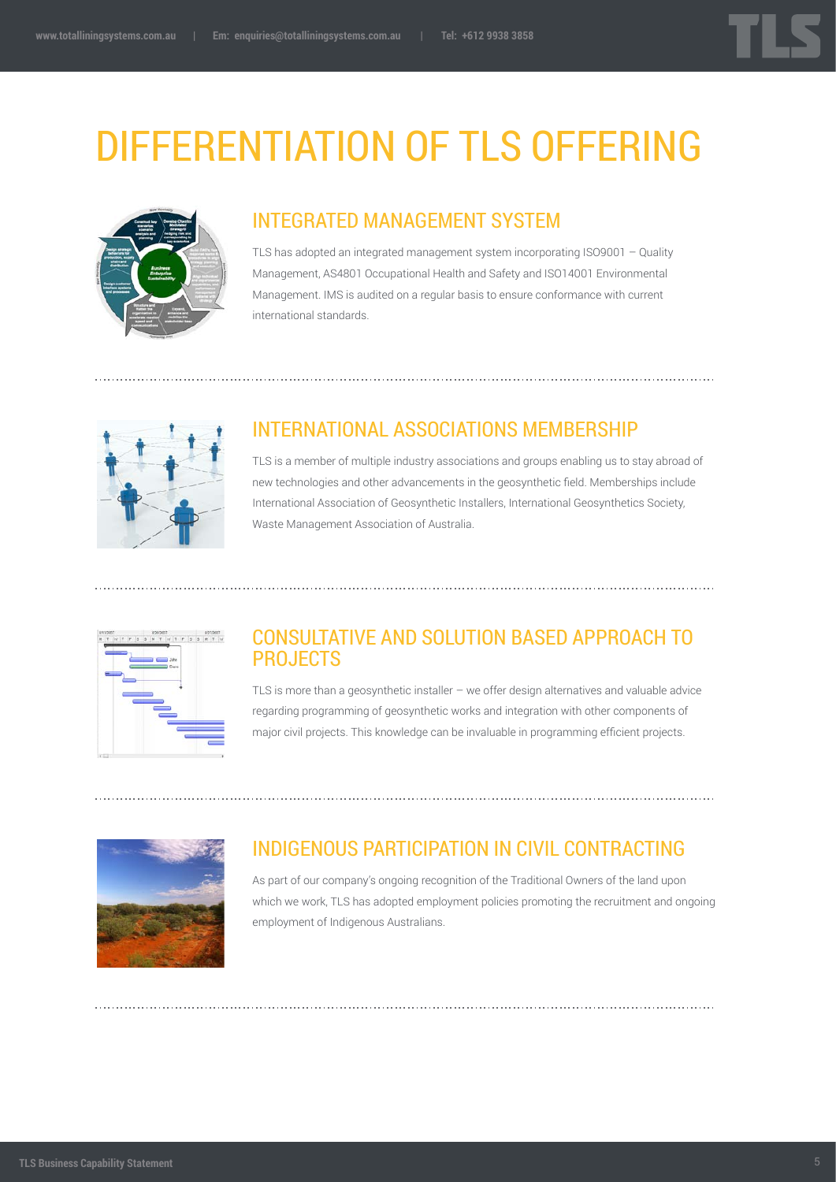# DIFFERENTIATION OF TLS OFFERING

## INTEGRATED MANAGEMENT SYSTEM

TLS has adopted an integrated management system incorporating ISO9001 – Quality Management, AS4801 Occupational Health and Safety and ISO14001 Environmental Management. IMS is audited on a regular basis to ensure conformance with current international standards.

## INTERNATIONAL ASSOCIATIONS MEMBERSHIP

TLS is a member of multiple industry associations and groups enabling us to stay abroad of new technologies and other advancements in the geosynthetic field. Memberships include International Association of Geosynthetic Installers, International Geosynthetics Society, Waste Management Association of Australia.

## CONSULTATIVE AND SOLUTION BASED APPROACH TO PROJECTS

TLS is more than a geosynthetic installer – we offer design alternatives and valuable advice regarding programming of geosynthetic works and integration with other components of major civil projects. This knowledge can be invaluable in programming efficient projects.

## INDIGENOUS PARTICIPATION IN CIVIL CONTRACTING

As part of our company's ongoing recognition of the Traditional Owners of the land upon which we work, TLS has adopted employment policies promoting the recruitment and ongoing employment of Indigenous Australians.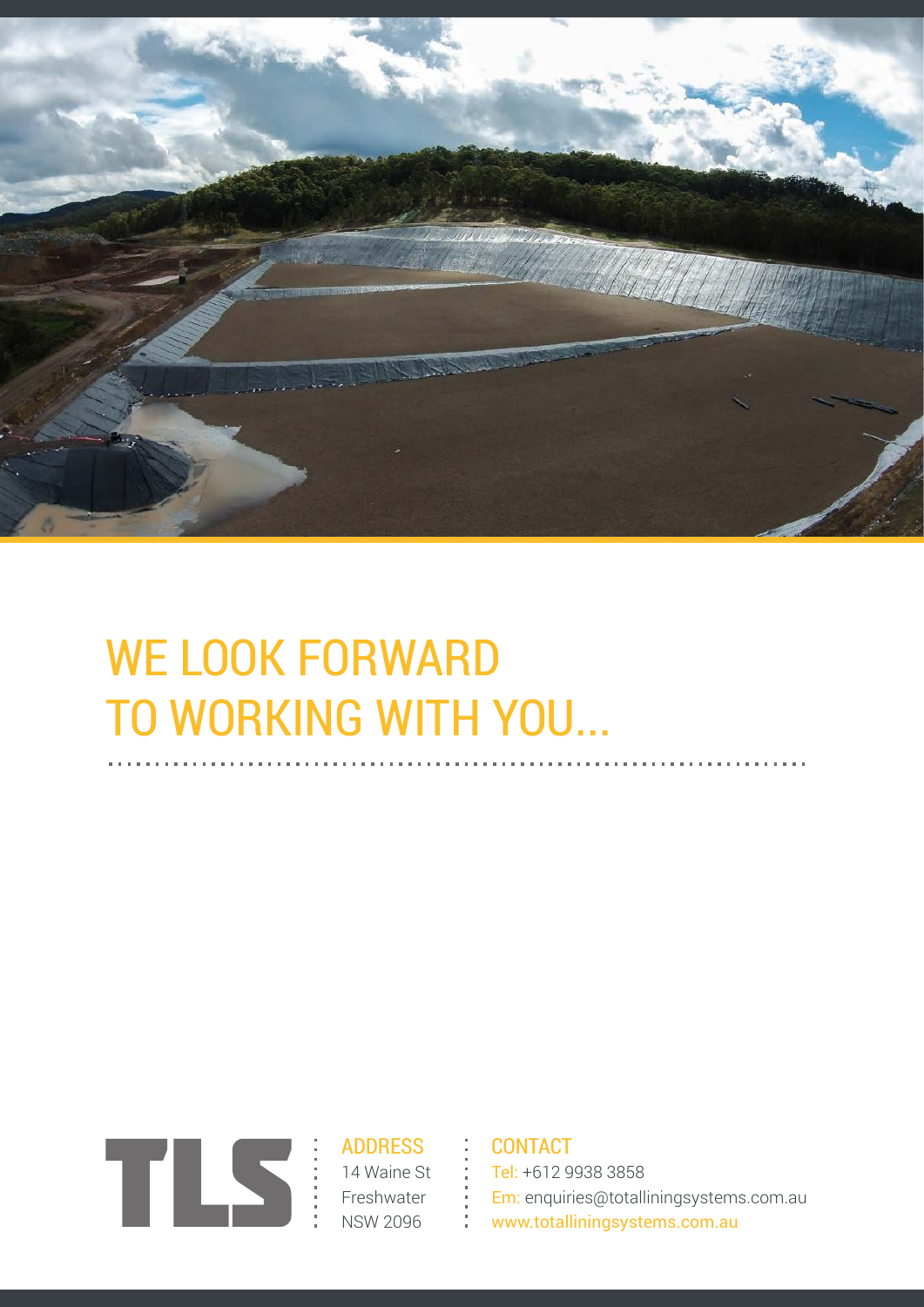# WE LOOK FORWARD TO WORKING WITH YOU...

TLS

**ADDRESS**
14 Waine St
Freshwater
NSW 2096

**CONTACT**
Tel: +612 9938 3858
Em: enquiries@totalliningsystems.com.au
www.totalliningsystems.com.au